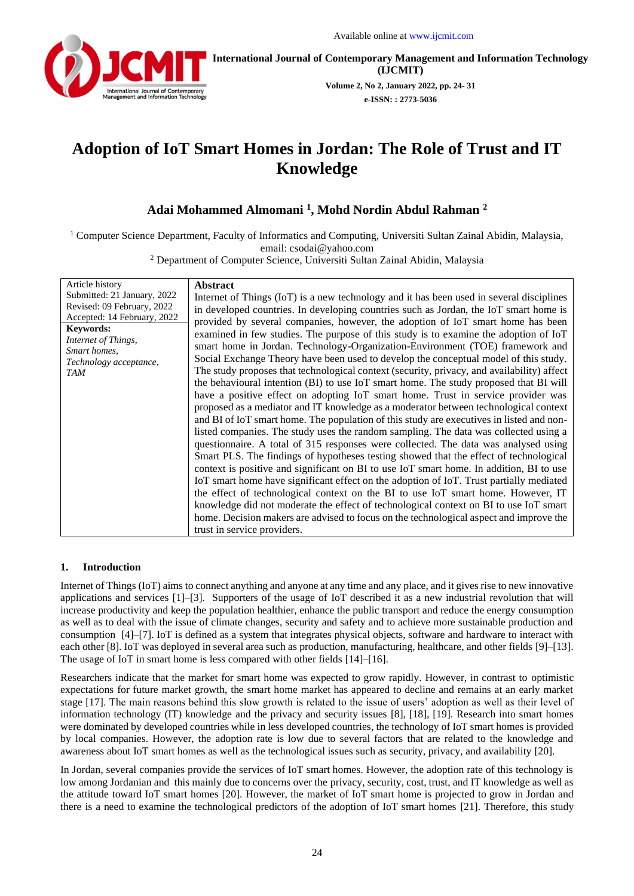# Adoption of IoT Smart Homes in Jordan: The Role of Trust and IT Knowledge

**Adai Mohammed Almomani [1], Mohd Nordin Abdul Rahman [2]**

[1] Computer Science Department, Faculty of Informatics and Computing, Universiti Sultan Zainal Abidin, Malaysia, email: csodai@yahoo.com

[2] Department of Computer Science, Universiti Sultan Zainal Abidin, Malaysia

| Article history | Abstract |
|---|---|
| Submitted: 21 January, 2022<br>Revised: 09 February, 2022<br>Accepted: 14 February, 2022<br>**Keywords:**<br>*Internet of Things,*<br>*Smart homes,*<br>*Technology acceptance,*<br>*TAM* | Internet of Things (IoT) is a new technology and it has been used in several disciplines in developed countries. In developing countries such as Jordan, the IoT smart home is provided by several companies, however, the adoption of IoT smart home has been examined in few studies. The purpose of this study is to examine the adoption of IoT smart home in Jordan. Technology-Organization-Environment (TOE) framework and Social Exchange Theory have been used to develop the conceptual model of this study. The study proposes that technological context (security, privacy, and availability) affect the behavioural intention (BI) to use IoT smart home. The study proposed that BI will have a positive effect on adopting IoT smart home. Trust in service provider was proposed as a mediator and IT knowledge as a moderator between technological context and BI of IoT smart home. The population of this study are executives in listed and non-listed companies. The study uses the random sampling. The data was collected using a questionnaire. A total of 315 responses were collected. The data was analysed using Smart PLS. The findings of hypotheses testing showed that the effect of technological context is positive and significant on BI to use IoT smart home. In addition, BI to use IoT smart home have significant effect on the adoption of IoT. Trust partially mediated the effect of technological context on the BI to use IoT smart home. However, IT knowledge did not moderate the effect of technological context on BI to use IoT smart home. Decision makers are advised to focus on the technological aspect and improve the trust in service providers. |

## 1. Introduction

Internet of Things (IoT) aims to connect anything and anyone at any time and any place, and it gives rise to new innovative applications and services [1]–[3]. Supporters of the usage of IoT described it as a new industrial revolution that will increase productivity and keep the population healthier, enhance the public transport and reduce the energy consumption as well as to deal with the issue of climate changes, security and safety and to achieve more sustainable production and consumption [4]–[7]. IoT is defined as a system that integrates physical objects, software and hardware to interact with each other [8]. IoT was deployed in several area such as production, manufacturing, healthcare, and other fields [9]–[13]. The usage of IoT in smart home is less compared with other fields [14]–[16].

Researchers indicate that the market for smart home was expected to grow rapidly. However, in contrast to optimistic expectations for future market growth, the smart home market has appeared to decline and remains at an early market stage [17]. The main reasons behind this slow growth is related to the issue of users' adoption as well as their level of information technology (IT) knowledge and the privacy and security issues [8], [18], [19]. Research into smart homes were dominated by developed countries while in less developed countries, the technology of IoT smart homes is provided by local companies. However, the adoption rate is low due to several factors that are related to the knowledge and awareness about IoT smart homes as well as the technological issues such as security, privacy, and availability [20].

In Jordan, several companies provide the services of IoT smart homes. However, the adoption rate of this technology is low among Jordanian and this mainly due to concerns over the privacy, security, cost, trust, and IT knowledge as well as the attitude toward IoT smart homes [20]. However, the market of IoT smart home is projected to grow in Jordan and there is a need to examine the technological predictors of the adoption of IoT smart homes [21]. Therefore, this study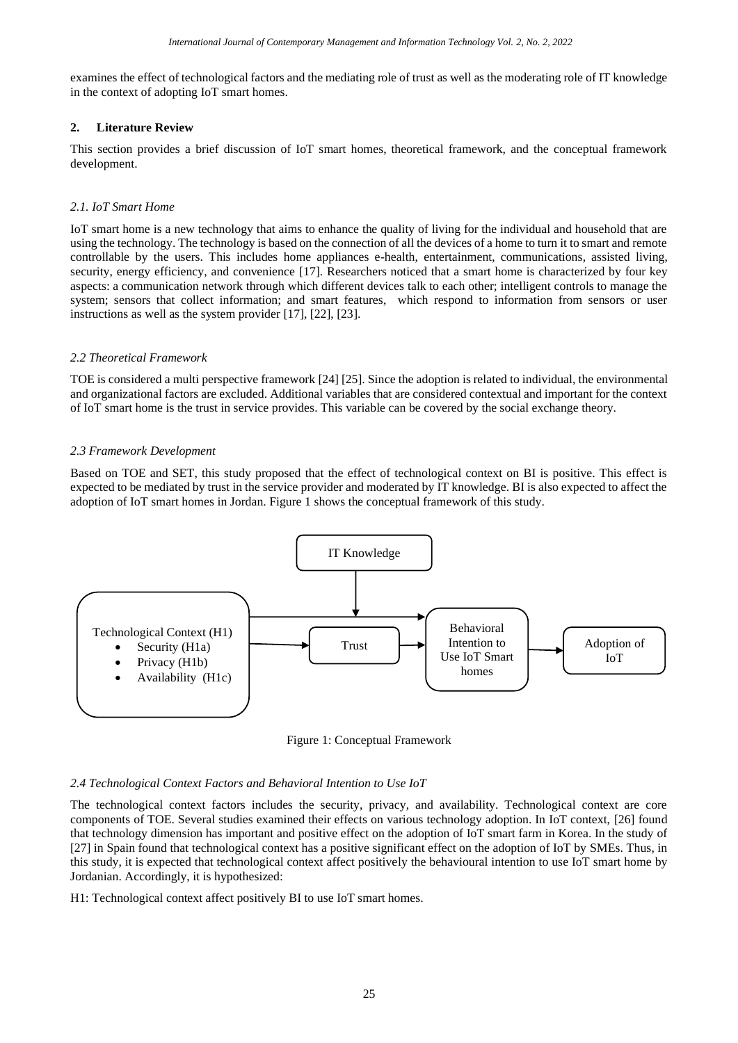examines the effect of technological factors and the mediating role of trust as well as the moderating role of IT knowledge in the context of adopting IoT smart homes.

## 2. Literature Review

This section provides a brief discussion of IoT smart homes, theoretical framework, and the conceptual framework development.

### *2.1. IoT Smart Home*

IoT smart home is a new technology that aims to enhance the quality of living for the individual and household that are using the technology. The technology is based on the connection of all the devices of a home to turn it to smart and remote controllable by the users. This includes home appliances e-health, entertainment, communications, assisted living, security, energy efficiency, and convenience [17]. Researchers noticed that a smart home is characterized by four key aspects: a communication network through which different devices talk to each other; intelligent controls to manage the system; sensors that collect information; and smart features, which respond to information from sensors or user instructions as well as the system provider [17], [22], [23].

### *2.2 Theoretical Framework*

TOE is considered a multi perspective framework [24] [25]. Since the adoption is related to individual, the environmental and organizational factors are excluded. Additional variables that are considered contextual and important for the context of IoT smart home is the trust in service provides. This variable can be covered by the social exchange theory.

### *2.3 Framework Development*

Based on TOE and SET, this study proposed that the effect of technological context on BI is positive. This effect is expected to be mediated by trust in the service provider and moderated by IT knowledge. BI is also expected to affect the adoption of IoT smart homes in Jordan. Figure 1 shows the conceptual framework of this study.

Figure 1: Conceptual Framework

### *2.4 Technological Context Factors and Behavioral Intention to Use IoT*

The technological context factors includes the security, privacy, and availability. Technological context are core components of TOE. Several studies examined their effects on various technology adoption. In IoT context, [26] found that technology dimension has important and positive effect on the adoption of IoT smart farm in Korea. In the study of [27] in Spain found that technological context has a positive significant effect on the adoption of IoT by SMEs. Thus, in this study, it is expected that technological context affect positively the behavioural intention to use IoT smart home by Jordanian. Accordingly, it is hypothesized:

H1: Technological context affect positively BI to use IoT smart homes.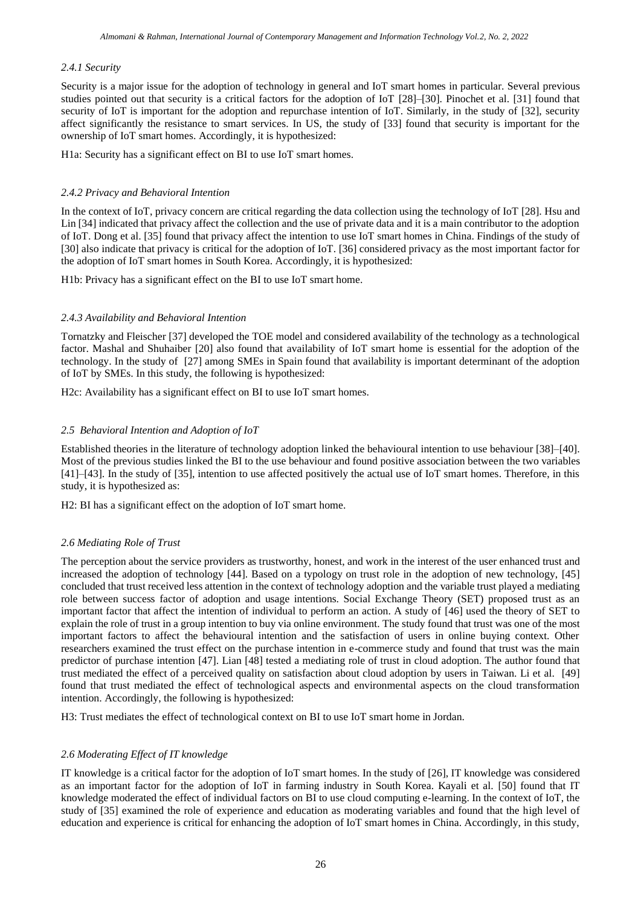#### *2.4.1 Security*

Security is a major issue for the adoption of technology in general and IoT smart homes in particular. Several previous studies pointed out that security is a critical factors for the adoption of IoT [28]–[30]. Pinochet et al. [31] found that security of IoT is important for the adoption and repurchase intention of IoT. Similarly, in the study of [32], security affect significantly the resistance to smart services. In US, the study of [33] found that security is important for the ownership of IoT smart homes. Accordingly, it is hypothesized:

H1a: Security has a significant effect on BI to use IoT smart homes.

#### *2.4.2 Privacy and Behavioral Intention*

In the context of IoT, privacy concern are critical regarding the data collection using the technology of IoT [28]. Hsu and Lin [34] indicated that privacy affect the collection and the use of private data and it is a main contributor to the adoption of IoT. Dong et al. [35] found that privacy affect the intention to use IoT smart homes in China. Findings of the study of [30] also indicate that privacy is critical for the adoption of IoT. [36] considered privacy as the most important factor for the adoption of IoT smart homes in South Korea. Accordingly, it is hypothesized:

H1b: Privacy has a significant effect on the BI to use IoT smart home.

#### *2.4.3 Availability and Behavioral Intention*

Tornatzky and Fleischer [37] developed the TOE model and considered availability of the technology as a technological factor. Mashal and Shuhaiber [20] also found that availability of IoT smart home is essential for the adoption of the technology. In the study of [27] among SMEs in Spain found that availability is important determinant of the adoption of IoT by SMEs. In this study, the following is hypothesized:

H2c: Availability has a significant effect on BI to use IoT smart homes.

### *2.5 Behavioral Intention and Adoption of IoT*

Established theories in the literature of technology adoption linked the behavioural intention to use behaviour [38]–[40]. Most of the previous studies linked the BI to the use behaviour and found positive association between the two variables [41]–[43]. In the study of [35], intention to use affected positively the actual use of IoT smart homes. Therefore, in this study, it is hypothesized as:

H2: BI has a significant effect on the adoption of IoT smart home.

### *2.6 Mediating Role of Trust*

The perception about the service providers as trustworthy, honest, and work in the interest of the user enhanced trust and increased the adoption of technology [44]. Based on a typology on trust role in the adoption of new technology, [45] concluded that trust received less attention in the context of technology adoption and the variable trust played a mediating role between success factor of adoption and usage intentions. Social Exchange Theory (SET) proposed trust as an important factor that affect the intention of individual to perform an action. A study of [46] used the theory of SET to explain the role of trust in a group intention to buy via online environment. The study found that trust was one of the most important factors to affect the behavioural intention and the satisfaction of users in online buying context. Other researchers examined the trust effect on the purchase intention in e-commerce study and found that trust was the main predictor of purchase intention [47]. Lian [48] tested a mediating role of trust in cloud adoption. The author found that trust mediated the effect of a perceived quality on satisfaction about cloud adoption by users in Taiwan. Li et al. [49] found that trust mediated the effect of technological aspects and environmental aspects on the cloud transformation intention. Accordingly, the following is hypothesized:

H3: Trust mediates the effect of technological context on BI to use IoT smart home in Jordan.

### *2.6 Moderating Effect of IT knowledge*

IT knowledge is a critical factor for the adoption of IoT smart homes. In the study of [26], IT knowledge was considered as an important factor for the adoption of IoT in farming industry in South Korea. Kayali et al. [50] found that IT knowledge moderated the effect of individual factors on BI to use cloud computing e-learning. In the context of IoT, the study of [35] examined the role of experience and education as moderating variables and found that the high level of education and experience is critical for enhancing the adoption of IoT smart homes in China. Accordingly, in this study,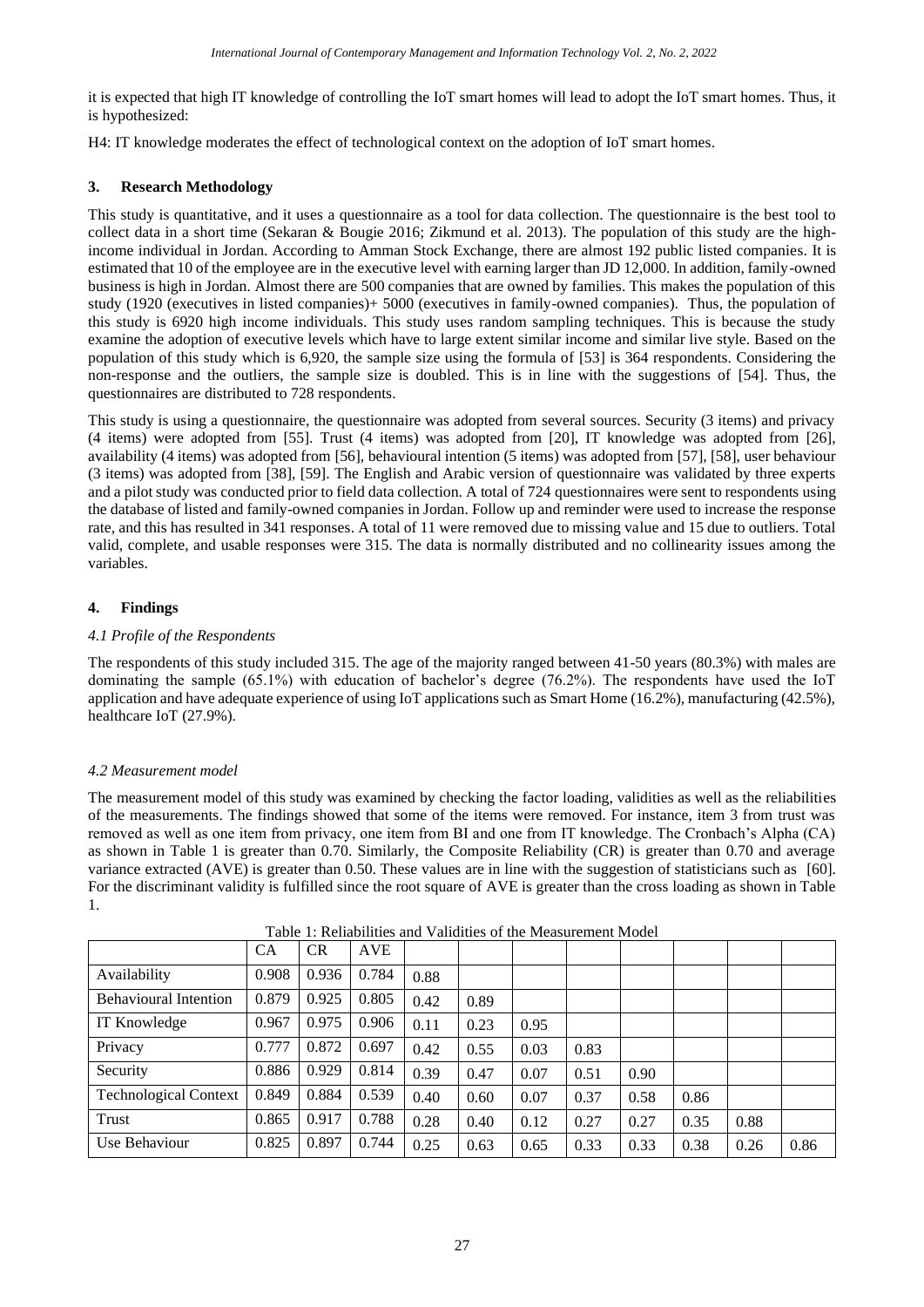it is expected that high IT knowledge of controlling the IoT smart homes will lead to adopt the IoT smart homes. Thus, it is hypothesized:

H4: IT knowledge moderates the effect of technological context on the adoption of IoT smart homes.

## 3. Research Methodology

This study is quantitative, and it uses a questionnaire as a tool for data collection. The questionnaire is the best tool to collect data in a short time (Sekaran & Bougie 2016; Zikmund et al. 2013). The population of this study are the high-income individual in Jordan. According to Amman Stock Exchange, there are almost 192 public listed companies. It is estimated that 10 of the employee are in the executive level with earning larger than JD 12,000. In addition, family-owned business is high in Jordan. Almost there are 500 companies that are owned by families. This makes the population of this study (1920 (executives in listed companies)+ 5000 (executives in family-owned companies). Thus, the population of this study is 6920 high income individuals. This study uses random sampling techniques. This is because the study examine the adoption of executive levels which have to large extent similar income and similar live style. Based on the population of this study which is 6,920, the sample size using the formula of [53] is 364 respondents. Considering the non-response and the outliers, the sample size is doubled. This is in line with the suggestions of [54]. Thus, the questionnaires are distributed to 728 respondents.

This study is using a questionnaire, the questionnaire was adopted from several sources. Security (3 items) and privacy (4 items) were adopted from [55]. Trust (4 items) was adopted from [20], IT knowledge was adopted from [26], availability (4 items) was adopted from [56], behavioural intention (5 items) was adopted from [57], [58], user behaviour (3 items) was adopted from [38], [59]. The English and Arabic version of questionnaire was validated by three experts and a pilot study was conducted prior to field data collection. A total of 724 questionnaires were sent to respondents using the database of listed and family-owned companies in Jordan. Follow up and reminder were used to increase the response rate, and this has resulted in 341 responses. A total of 11 were removed due to missing value and 15 due to outliers. Total valid, complete, and usable responses were 315. The data is normally distributed and no collinearity issues among the variables.

## 4. Findings

### *4.1 Profile of the Respondents*

The respondents of this study included 315. The age of the majority ranged between 41-50 years (80.3%) with males are dominating the sample (65.1%) with education of bachelor's degree (76.2%). The respondents have used the IoT application and have adequate experience of using IoT applications such as Smart Home (16.2%), manufacturing (42.5%), healthcare IoT (27.9%).

### *4.2 Measurement model*

The measurement model of this study was examined by checking the factor loading, validities as well as the reliabilities of the measurements. The findings showed that some of the items were removed. For instance, item 3 from trust was removed as well as one item from privacy, one item from BI and one from IT knowledge. The Cronbach's Alpha (CA) as shown in Table 1 is greater than 0.70. Similarly, the Composite Reliability (CR) is greater than 0.70 and average variance extracted (AVE) is greater than 0.50. These values are in line with the suggestion of statisticians such as [60]. For the discriminant validity is fulfilled since the root square of AVE is greater than the cross loading as shown in Table 1.

Table 1: Reliabilities and Validities of the Measurement Model

| | CA | CR | AVE | | | | | | | | |
|---|---|---|---|---|---|---|---|---|---|---|---|
| Availability | 0.908 | 0.936 | 0.784 | 0.88 | | | | | | | |
| Behavioural Intention | 0.879 | 0.925 | 0.805 | 0.42 | 0.89 | | | | | | |
| IT Knowledge | 0.967 | 0.975 | 0.906 | 0.11 | 0.23 | 0.95 | | | | | |
| Privacy | 0.777 | 0.872 | 0.697 | 0.42 | 0.55 | 0.03 | 0.83 | | | | |
| Security | 0.886 | 0.929 | 0.814 | 0.39 | 0.47 | 0.07 | 0.51 | 0.90 | | | |
| Technological Context | 0.849 | 0.884 | 0.539 | 0.40 | 0.60 | 0.07 | 0.37 | 0.58 | 0.86 | | |
| Trust | 0.865 | 0.917 | 0.788 | 0.28 | 0.40 | 0.12 | 0.27 | 0.27 | 0.35 | 0.88 | |
| Use Behaviour | 0.825 | 0.897 | 0.744 | 0.25 | 0.63 | 0.65 | 0.33 | 0.33 | 0.38 | 0.26 | 0.86 |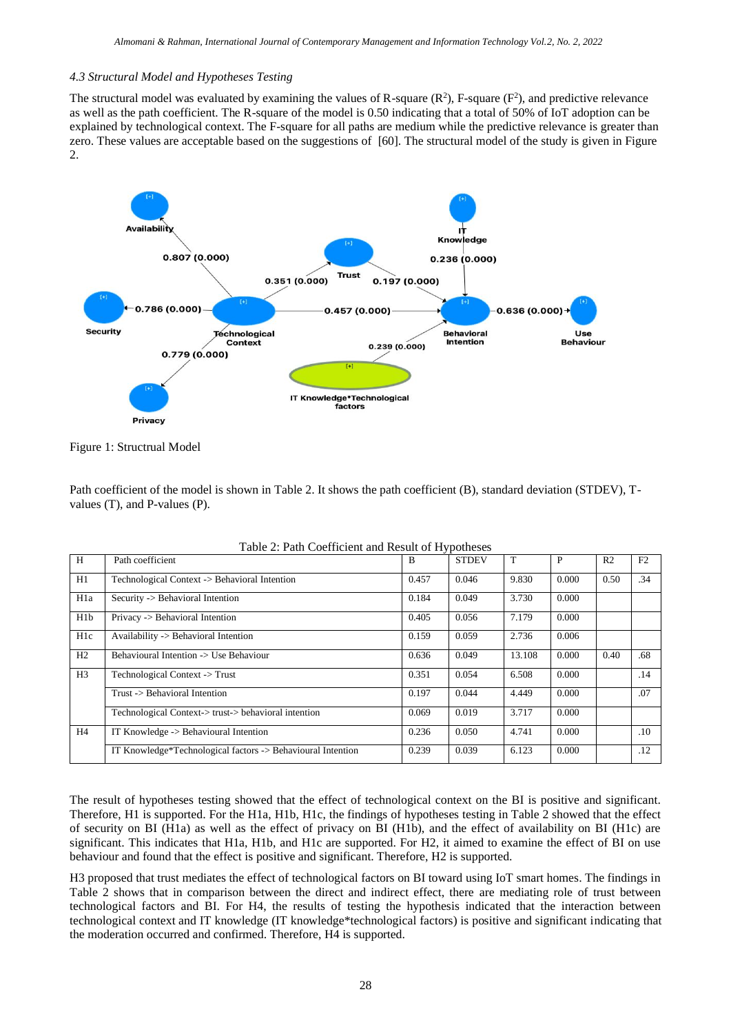### *4.3 Structural Model and Hypotheses Testing*

The structural model was evaluated by examining the values of R-square ($R^2$), F-square ($F^2$), and predictive relevance as well as the path coefficient. The R-square of the model is 0.50 indicating that a total of 50% of IoT adoption can be explained by technological context. The F-square for all paths are medium while the predictive relevance is greater than zero. These values are acceptable based on the suggestions of [60]. The structural model of the study is given in Figure 2.

Figure 1: Structrual Model

Path coefficient of the model is shown in Table 2. It shows the path coefficient (B), standard deviation (STDEV), T-values (T), and P-values (P).

Table 2: Path Coefficient and Result of Hypotheses

| H | Path coefficient | B | STDEV | T | P | R2 | F2 |
|---|---|---|---|---|---|---|---|
| H1 | Technological Context -> Behavioral Intention | 0.457 | 0.046 | 9.830 | 0.000 | 0.50 | .34 |
| H1a | Security -> Behavioral Intention | 0.184 | 0.049 | 3.730 | 0.000 | | |
| H1b | Privacy -> Behavioral Intention | 0.405 | 0.056 | 7.179 | 0.000 | | |
| H1c | Availability -> Behavioral Intention | 0.159 | 0.059 | 2.736 | 0.006 | | |
| H2 | Behavioural Intention -> Use Behaviour | 0.636 | 0.049 | 13.108 | 0.000 | 0.40 | .68 |
| H3 | Technological Context -> Trust | 0.351 | 0.054 | 6.508 | 0.000 | | .14 |
| | Trust -> Behavioral Intention | 0.197 | 0.044 | 4.449 | 0.000 | | .07 |
| | Technological Context-> trust-> behavioral intention | 0.069 | 0.019 | 3.717 | 0.000 | | |
| H4 | IT Knowledge -> Behavioural Intention | 0.236 | 0.050 | 4.741 | 0.000 | | .10 |
| | IT Knowledge*Technological factors -> Behavioural Intention | 0.239 | 0.039 | 6.123 | 0.000 | | .12 |

The result of hypotheses testing showed that the effect of technological context on the BI is positive and significant. Therefore, H1 is supported. For the H1a, H1b, H1c, the findings of hypotheses testing in Table 2 showed that the effect of security on BI (H1a) as well as the effect of privacy on BI (H1b), and the effect of availability on BI (H1c) are significant. This indicates that H1a, H1b, and H1c are supported. For H2, it aimed to examine the effect of BI on use behaviour and found that the effect is positive and significant. Therefore, H2 is supported.

H3 proposed that trust mediates the effect of technological factors on BI toward using IoT smart homes. The findings in Table 2 shows that in comparison between the direct and indirect effect, there are mediating role of trust between technological factors and BI. For H4, the results of testing the hypothesis indicated that the interaction between technological context and IT knowledge (IT knowledge*technological factors) is positive and significant indicating that the moderation occurred and confirmed. Therefore, H4 is supported.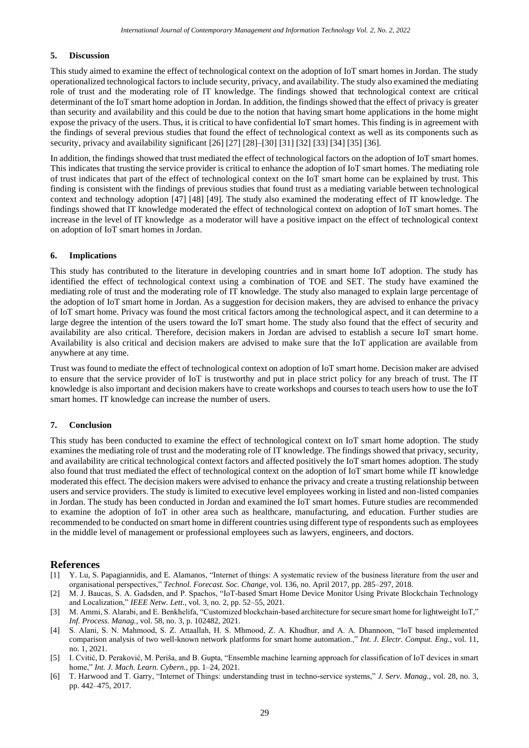## 5. Discussion

This study aimed to examine the effect of technological context on the adoption of IoT smart homes in Jordan. The study operationalized technological factors to include security, privacy, and availability. The study also examined the mediating role of trust and the moderating role of IT knowledge. The findings showed that technological context are critical determinant of the IoT smart home adoption in Jordan. In addition, the findings showed that the effect of privacy is greater than security and availability and this could be due to the notion that having smart home applications in the home might expose the privacy of the users. Thus, it is critical to have confidential IoT smart homes. This finding is in agreement with the findings of several previous studies that found the effect of technological context as well as its components such as security, privacy and availability significant [26] [27] [28]–[30] [31] [32] [33] [34] [35] [36].

In addition, the findings showed that trust mediated the effect of technological factors on the adoption of IoT smart homes. This indicates that trusting the service provider is critical to enhance the adoption of IoT smart homes. The mediating role of trust indicates that part of the effect of technological context on the IoT smart home can be explained by trust. This finding is consistent with the findings of previous studies that found trust as a mediating variable between technological context and technology adoption [47] [48] [49]. The study also examined the moderating effect of IT knowledge. The findings showed that IT knowledge moderated the effect of technological context on adoption of IoT smart homes. The increase in the level of IT knowledge as a moderator will have a positive impact on the effect of technological context on adoption of IoT smart homes in Jordan.

## 6. Implications

This study has contributed to the literature in developing countries and in smart home IoT adoption. The study has identified the effect of technological context using a combination of TOE and SET. The study have examined the mediating role of trust and the moderating role of IT knowledge. The study also managed to explain large percentage of the adoption of IoT smart home in Jordan. As a suggestion for decision makers, they are advised to enhance the privacy of IoT smart home. Privacy was found the most critical factors among the technological aspect, and it can determine to a large degree the intention of the users toward the IoT smart home. The study also found that the effect of security and availability are also critical. Therefore, decision makers in Jordan are advised to establish a secure IoT smart home. Availability is also critical and decision makers are advised to make sure that the IoT application are available from anywhere at any time.

Trust was found to mediate the effect of technological context on adoption of IoT smart home. Decision maker are advised to ensure that the service provider of IoT is trustworthy and put in place strict policy for any breach of trust. The IT knowledge is also important and decision makers have to create workshops and courses to teach users how to use the IoT smart homes. IT knowledge can increase the number of users.

## 7. Conclusion

This study has been conducted to examine the effect of technological context on IoT smart home adoption. The study examines the mediating role of trust and the moderating role of IT knowledge. The findings showed that privacy, security, and availability are critical technological context factors and affected positively the IoT smart homes adoption. The study also found that trust mediated the effect of technological context on the adoption of IoT smart home while IT knowledge moderated this effect. The decision makers were advised to enhance the privacy and create a trusting relationship between users and service providers. The study is limited to executive level employees working in listed and non-listed companies in Jordan. The study has been conducted in Jordan and examined the IoT smart homes. Future studies are recommended to examine the adoption of IoT in other area such as healthcare, manufacturing, and education. Further studies are recommended to be conducted on smart home in different countries using different type of respondents such as employees in the middle level of management or professional employees such as lawyers, engineers, and doctors.

# References

[1] Y. Lu, S. Papagiannidis, and E. Alamanos, "Internet of things: A systematic review of the business literature from the user and organisational perspectives," *Technol. Forecast. Soc. Change*, vol. 136, no. April 2017, pp. 285–297, 2018.

[2] M. J. Baucas, S. A. Gadsden, and P. Spachos, "IoT-based Smart Home Device Monitor Using Private Blockchain Technology and Localization," *IEEE Netw. Lett.*, vol. 3, no. 2, pp. 52–55, 2021.

[3] M. Ammi, S. Alarabi, and E. Benkhelifa, "Customized blockchain-based architecture for secure smart home for lightweight IoT," *Inf. Process. Manag.*, vol. 58, no. 3, p. 102482, 2021.

[4] S. Alani, S. N. Mahmood, S. Z. Attaallah, H. S. Mhmood, Z. A. Khudhur, and A. A. Dhannoon, "IoT based implemented comparison analysis of two well-known network platforms for smart home automation.," *Int. J. Electr. Comput. Eng.*, vol. 11, no. 1, 2021.

[5] I. Cvitić, D. Peraković, M. Periša, and B. Gupta, "Ensemble machine learning approach for classification of IoT devices in smart home," *Int. J. Mach. Learn. Cybern.*, pp. 1–24, 2021.

[6] T. Harwood and T. Garry, "Internet of Things: understanding trust in techno-service systems," *J. Serv. Manag.*, vol. 28, no. 3, pp. 442–475, 2017.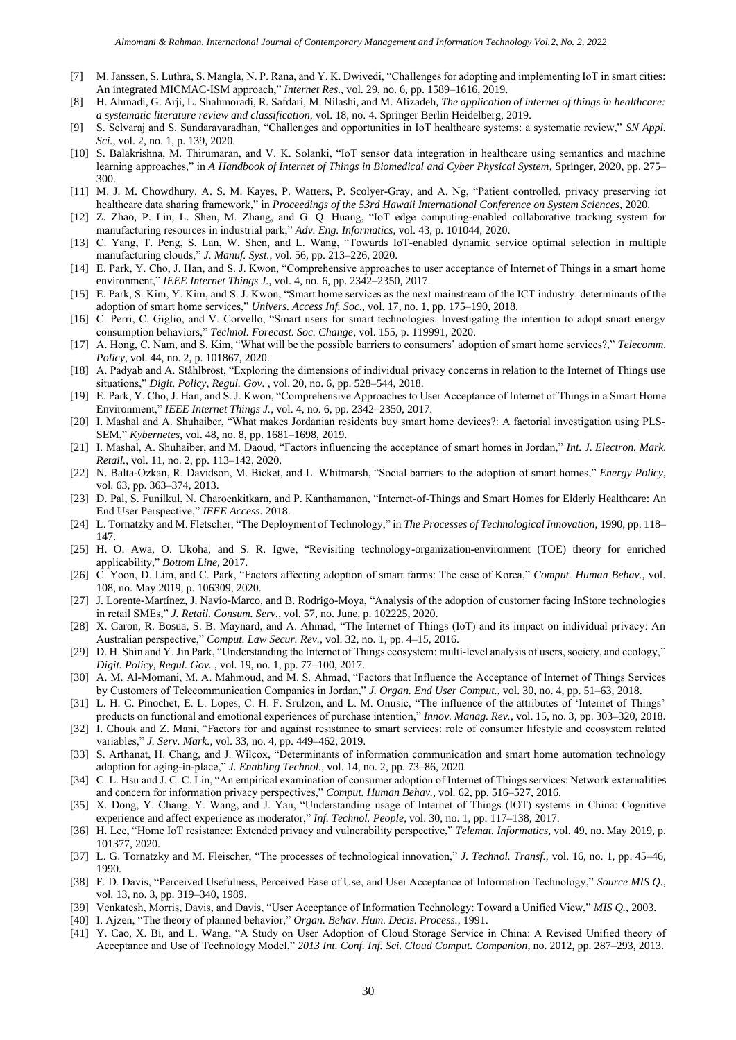[7] M. Janssen, S. Luthra, S. Mangla, N. P. Rana, and Y. K. Dwivedi, "Challenges for adopting and implementing IoT in smart cities: An integrated MICMAC-ISM approach," *Internet Res.*, vol. 29, no. 6, pp. 1589–1616, 2019.

[8] H. Ahmadi, G. Arji, L. Shahmoradi, R. Safdari, M. Nilashi, and M. Alizadeh, *The application of internet of things in healthcare: a systematic literature review and classification*, vol. 18, no. 4. Springer Berlin Heidelberg, 2019.

[9] S. Selvaraj and S. Sundaravaradhan, "Challenges and opportunities in IoT healthcare systems: a systematic review," *SN Appl. Sci.*, vol. 2, no. 1, p. 139, 2020.

[10] S. Balakrishna, M. Thirumaran, and V. K. Solanki, "IoT sensor data integration in healthcare using semantics and machine learning approaches," in *A Handbook of Internet of Things in Biomedical and Cyber Physical System*, Springer, 2020, pp. 275–300.

[11] M. J. M. Chowdhury, A. S. M. Kayes, P. Watters, P. Scolyer-Gray, and A. Ng, "Patient controlled, privacy preserving iot healthcare data sharing framework," in *Proceedings of the 53rd Hawaii International Conference on System Sciences*, 2020.

[12] Z. Zhao, P. Lin, L. Shen, M. Zhang, and G. Q. Huang, "IoT edge computing-enabled collaborative tracking system for manufacturing resources in industrial park," *Adv. Eng. Informatics*, vol. 43, p. 101044, 2020.

[13] C. Yang, T. Peng, S. Lan, W. Shen, and L. Wang, "Towards IoT-enabled dynamic service optimal selection in multiple manufacturing clouds," *J. Manuf. Syst.*, vol. 56, pp. 213–226, 2020.

[14] E. Park, Y. Cho, J. Han, and S. J. Kwon, "Comprehensive approaches to user acceptance of Internet of Things in a smart home environment," *IEEE Internet Things J.*, vol. 4, no. 6, pp. 2342–2350, 2017.

[15] E. Park, S. Kim, Y. Kim, and S. J. Kwon, "Smart home services as the next mainstream of the ICT industry: determinants of the adoption of smart home services," *Univers. Access Inf. Soc.*, vol. 17, no. 1, pp. 175–190, 2018.

[16] C. Perri, C. Giglio, and V. Corvello, "Smart users for smart technologies: Investigating the intention to adopt smart energy consumption behaviors," *Technol. Forecast. Soc. Change*, vol. 155, p. 119991, 2020.

[17] A. Hong, C. Nam, and S. Kim, "What will be the possible barriers to consumers' adoption of smart home services?," *Telecomm. Policy*, vol. 44, no. 2, p. 101867, 2020.

[18] A. Padyab and A. Ståhlbröst, "Exploring the dimensions of individual privacy concerns in relation to the Internet of Things use situations," *Digit. Policy, Regul. Gov.* , vol. 20, no. 6, pp. 528–544, 2018.

[19] E. Park, Y. Cho, J. Han, and S. J. Kwon, "Comprehensive Approaches to User Acceptance of Internet of Things in a Smart Home Environment," *IEEE Internet Things J.*, vol. 4, no. 6, pp. 2342–2350, 2017.

[20] I. Mashal and A. Shuhaiber, "What makes Jordanian residents buy smart home devices?: A factorial investigation using PLS-SEM," *Kybernetes*, vol. 48, no. 8, pp. 1681–1698, 2019.

[21] I. Mashal, A. Shuhaiber, and M. Daoud, "Factors influencing the acceptance of smart homes in Jordan," *Int. J. Electron. Mark. Retail.*, vol. 11, no. 2, pp. 113–142, 2020.

[22] N. Balta-Ozkan, R. Davidson, M. Bicket, and L. Whitmarsh, "Social barriers to the adoption of smart homes," *Energy Policy*, vol. 63, pp. 363–374, 2013.

[23] D. Pal, S. Funilkul, N. Charoenkitkarn, and P. Kanthamanon, "Internet-of-Things and Smart Homes for Elderly Healthcare: An End User Perspective," *IEEE Access*. 2018.

[24] L. Tornatzky and M. Fletscher, "The Deployment of Technology," in *The Processes of Technological Innovation*, 1990, pp. 118–147.

[25] H. O. Awa, O. Ukoha, and S. R. Igwe, "Revisiting technology-organization-environment (TOE) theory for enriched applicability," *Bottom Line*, 2017.

[26] C. Yoon, D. Lim, and C. Park, "Factors affecting adoption of smart farms: The case of Korea," *Comput. Human Behav.*, vol. 108, no. May 2019, p. 106309, 2020.

[27] J. Lorente-Martínez, J. Navío-Marco, and B. Rodrigo-Moya, "Analysis of the adoption of customer facing InStore technologies in retail SMEs," *J. Retail. Consum. Serv.*, vol. 57, no. June, p. 102225, 2020.

[28] X. Caron, R. Bosua, S. B. Maynard, and A. Ahmad, "The Internet of Things (IoT) and its impact on individual privacy: An Australian perspective," *Comput. Law Secur. Rev.*, vol. 32, no. 1, pp. 4–15, 2016.

[29] D. H. Shin and Y. Jin Park, "Understanding the Internet of Things ecosystem: multi-level analysis of users, society, and ecology," *Digit. Policy, Regul. Gov.* , vol. 19, no. 1, pp. 77–100, 2017.

[30] A. M. Al-Momani, M. A. Mahmoud, and M. S. Ahmad, "Factors that Influence the Acceptance of Internet of Things Services by Customers of Telecommunication Companies in Jordan," *J. Organ. End User Comput.*, vol. 30, no. 4, pp. 51–63, 2018.

[31] L. H. C. Pinochet, E. L. Lopes, C. H. F. Srulzon, and L. M. Onusic, "The influence of the attributes of 'Internet of Things' products on functional and emotional experiences of purchase intention," *Innov. Manag. Rev.*, vol. 15, no. 3, pp. 303–320, 2018.

[32] I. Chouk and Z. Mani, "Factors for and against resistance to smart services: role of consumer lifestyle and ecosystem related variables," *J. Serv. Mark.*, vol. 33, no. 4, pp. 449–462, 2019.

[33] S. Arthanat, H. Chang, and J. Wilcox, "Determinants of information communication and smart home automation technology adoption for aging-in-place," *J. Enabling Technol.*, vol. 14, no. 2, pp. 73–86, 2020.

[34] C. L. Hsu and J. C. C. Lin, "An empirical examination of consumer adoption of Internet of Things services: Network externalities and concern for information privacy perspectives," *Comput. Human Behav.*, vol. 62, pp. 516–527, 2016.

[35] X. Dong, Y. Chang, Y. Wang, and J. Yan, "Understanding usage of Internet of Things (IOT) systems in China: Cognitive experience and affect experience as moderator," *Inf. Technol. People*, vol. 30, no. 1, pp. 117–138, 2017.

[36] H. Lee, "Home IoT resistance: Extended privacy and vulnerability perspective," *Telemat. Informatics*, vol. 49, no. May 2019, p. 101377, 2020.

[37] L. G. Tornatzky and M. Fleischer, "The processes of technological innovation," *J. Technol. Transf.*, vol. 16, no. 1, pp. 45–46, 1990.

[38] F. D. Davis, "Perceived Usefulness, Perceived Ease of Use, and User Acceptance of Information Technology," *Source MIS Q.*, vol. 13, no. 3, pp. 319–340, 1989.

[39] Venkatesh, Morris, Davis, and Davis, "User Acceptance of Information Technology: Toward a Unified View," *MIS Q.*, 2003.

[40] I. Ajzen, "The theory of planned behavior," *Organ. Behav. Hum. Decis. Process.*, 1991.

[41] Y. Cao, X. Bi, and L. Wang, "A Study on User Adoption of Cloud Storage Service in China: A Revised Unified theory of Acceptance and Use of Technology Model," *2013 Int. Conf. Inf. Sci. Cloud Comput. Companion*, no. 2012, pp. 287–293, 2013.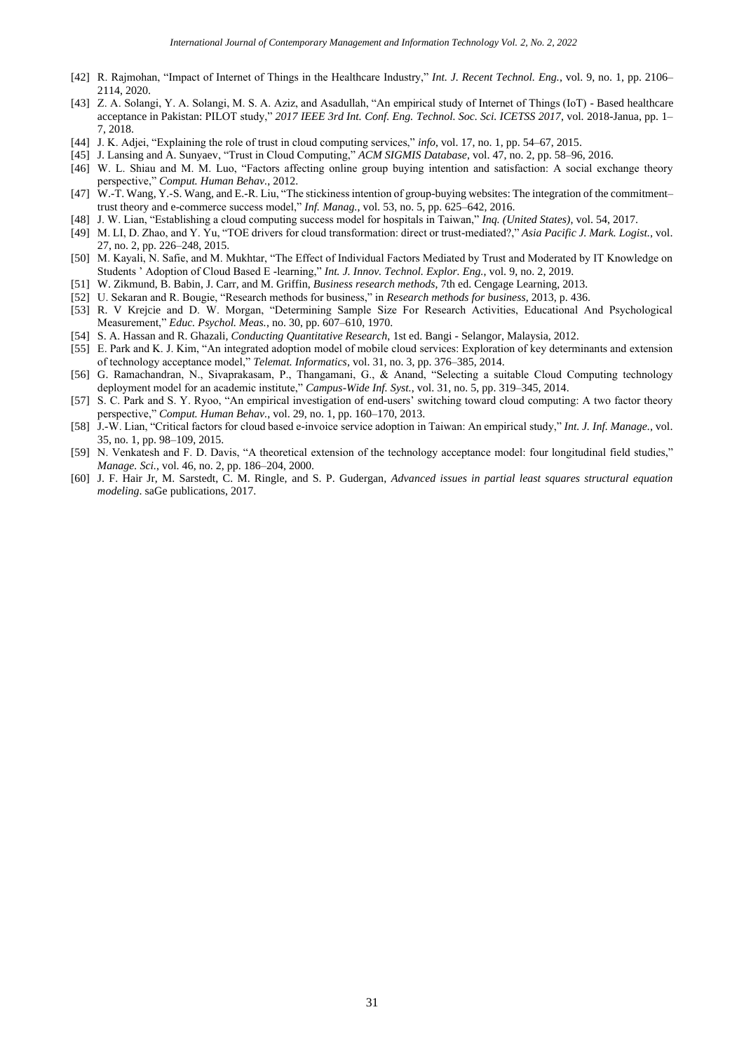[42] R. Rajmohan, "Impact of Internet of Things in the Healthcare Industry," *Int. J. Recent Technol. Eng.*, vol. 9, no. 1, pp. 2106–2114, 2020.

[43] Z. A. Solangi, Y. A. Solangi, M. S. A. Aziz, and Asadullah, "An empirical study of Internet of Things (IoT) - Based healthcare acceptance in Pakistan: PILOT study," *2017 IEEE 3rd Int. Conf. Eng. Technol. Soc. Sci. ICETSS 2017*, vol. 2018-Janua, pp. 1–7, 2018.

[44] J. K. Adjei, "Explaining the role of trust in cloud computing services," *info*, vol. 17, no. 1, pp. 54–67, 2015.

[45] J. Lansing and A. Sunyaev, "Trust in Cloud Computing," *ACM SIGMIS Database*, vol. 47, no. 2, pp. 58–96, 2016.

[46] W. L. Shiau and M. M. Luo, "Factors affecting online group buying intention and satisfaction: A social exchange theory perspective," *Comput. Human Behav.*, 2012.

[47] W.-T. Wang, Y.-S. Wang, and E.-R. Liu, "The stickiness intention of group-buying websites: The integration of the commitment–trust theory and e-commerce success model," *Inf. Manag.*, vol. 53, no. 5, pp. 625–642, 2016.

[48] J. W. Lian, "Establishing a cloud computing success model for hospitals in Taiwan," *Inq. (United States)*, vol. 54, 2017.

[49] M. LI, D. Zhao, and Y. Yu, "TOE drivers for cloud transformation: direct or trust-mediated?," *Asia Pacific J. Mark. Logist.*, vol. 27, no. 2, pp. 226–248, 2015.

[50] M. Kayali, N. Safie, and M. Mukhtar, "The Effect of Individual Factors Mediated by Trust and Moderated by IT Knowledge on Students ' Adoption of Cloud Based E -learning," *Int. J. Innov. Technol. Explor. Eng.*, vol. 9, no. 2, 2019.

[51] W. Zikmund, B. Babin, J. Carr, and M. Griffin, *Business research methods*, 7th ed. Cengage Learning, 2013.

[52] U. Sekaran and R. Bougie, "Research methods for business," in *Research methods for business*, 2013, p. 436.

[53] R. V Krejcie and D. W. Morgan, "Determining Sample Size For Research Activities, Educational And Psychological Measurement," *Educ. Psychol. Meas.*, no. 30, pp. 607–610, 1970.

[54] S. A. Hassan and R. Ghazali, *Conducting Quantitative Research*, 1st ed. Bangi - Selangor, Malaysia, 2012.

[55] E. Park and K. J. Kim, "An integrated adoption model of mobile cloud services: Exploration of key determinants and extension of technology acceptance model," *Telemat. Informatics*, vol. 31, no. 3, pp. 376–385, 2014.

[56] G. Ramachandran, N., Sivaprakasam, P., Thangamani, G., & Anand, "Selecting a suitable Cloud Computing technology deployment model for an academic institute," *Campus-Wide Inf. Syst.*, vol. 31, no. 5, pp. 319–345, 2014.

[57] S. C. Park and S. Y. Ryoo, "An empirical investigation of end-users' switching toward cloud computing: A two factor theory perspective," *Comput. Human Behav.*, vol. 29, no. 1, pp. 160–170, 2013.

[58] J.-W. Lian, "Critical factors for cloud based e-invoice service adoption in Taiwan: An empirical study," *Int. J. Inf. Manage.*, vol. 35, no. 1, pp. 98–109, 2015.

[59] N. Venkatesh and F. D. Davis, "A theoretical extension of the technology acceptance model: four longitudinal field studies," *Manage. Sci.*, vol. 46, no. 2, pp. 186–204, 2000.

[60] J. F. Hair Jr, M. Sarstedt, C. M. Ringle, and S. P. Gudergan, *Advanced issues in partial least squares structural equation modeling*. saGe publications, 2017.